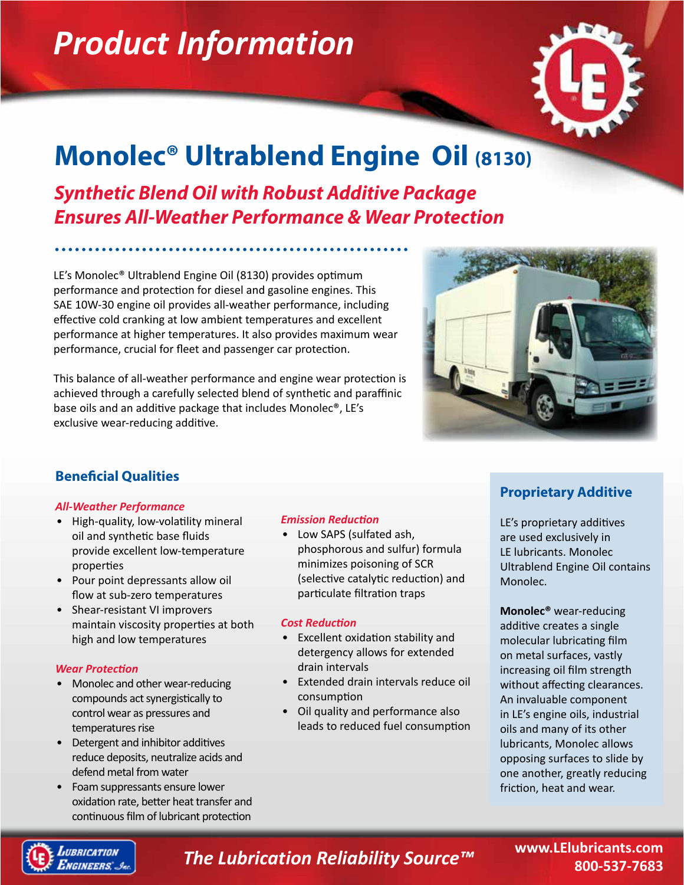# Product Information

# Monolec® Ultrablend Engine Oil (8130)

## *Synthetic Blend Oil with Robust Additive Package Ensures All-Weather Performance & Wear Protection*

LE's Monolec® Ultrablend Engine Oil (8130) provides optimum performance and protection for diesel and gasoline engines. This SAE 10W-30 engine oil provides all-weather performance, including effective cold cranking at low ambient temperatures and excellent performance at higher temperatures. It also provides maximum wear performance, crucial for fleet and passenger car protection.

This balance of all-weather performance and engine wear protection is achieved through a carefully selected blend of synthetic and paraffinic base oils and an additive package that includes Monolec®, LE's exclusive wear-reducing additive.

## Beneficial Qualities

### *All-Weather Performance*

- High-quality, low-volatility mineral oil and synthetic base fluids provide excellent low-temperature properties
- Pour point depressants allow oil flow at sub-zero temperatures
- Shear-resistant VI improvers maintain viscosity properties at both high and low temperatures

### *Wear Protection*

- Monolec and other wear-reducing compounds act synergistically to control wear as pressures and temperatures rise
- Detergent and inhibitor additives reduce deposits, neutralize acids and defend metal from water
- Foam suppressants ensure lower oxidation rate, better heat transfer and continuous film of lubricant protection

### *Emission Reduction*

- Low SAPS (sulfated ash, phosphorous and sulfur) formula minimizes poisoning of SCR (selective catalytic reduction) and particulate filtration traps

### *Cost Reduction*

- Excellent oxidation stability and detergency allows for extended drain intervals
- Extended drain intervals reduce oil consumption
- Oil quality and performance also leads to reduced fuel consumption

## Proprietary Additive

LE's proprietary additives are used exclusively in LE lubricants. Monolec Ultrablend Engine Oil contains Monolec.

**Monolec®** wear-reducing additive creates a single molecular lubricating film on metal surfaces, vastly increasing oil film strength without affecting clearances. An invaluable component in LE's engine oils, industrial oils and many of its other lubricants, Monolec allows opposing surfaces to slide by one another, greatly reducing friction, heat and wear.

*The Lubrication Reliability Source™*

www.LElubricants.com
800-537-7683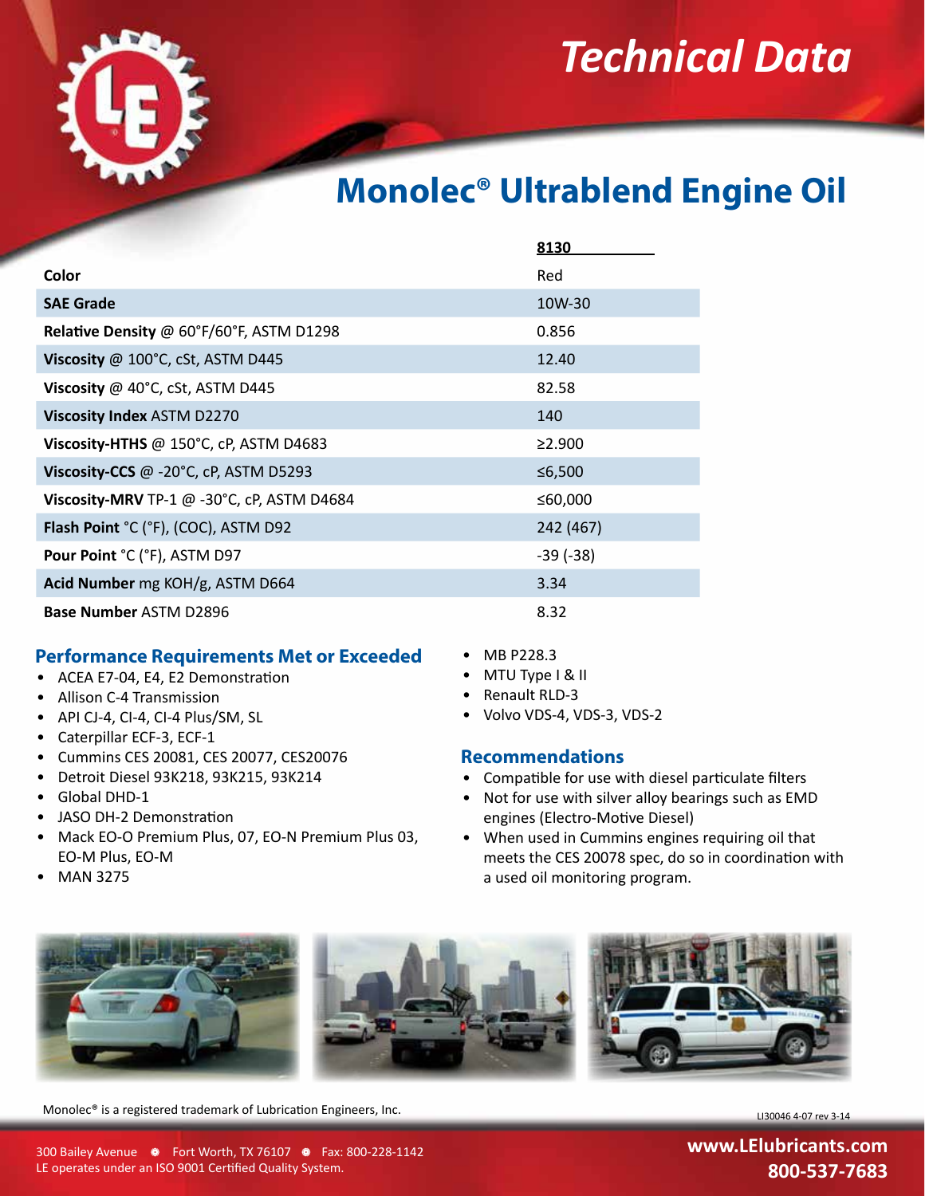# Technical Data

## Monolec® Ultrablend Engine Oil

| | 8130 |
|---|---|
| **Color** | Red |
| **SAE Grade** | 10W-30 |
| **Relative Density** @ 60°F/60°F, ASTM D1298 | 0.856 |
| **Viscosity** @ 100°C, cSt, ASTM D445 | 12.40 |
| **Viscosity** @ 40°C, cSt, ASTM D445 | 82.58 |
| **Viscosity Index** ASTM D2270 | 140 |
| **Viscosity-HTHS** @ 150°C, cP, ASTM D4683 | ≥2.900 |
| **Viscosity-CCS** @ -20°C, cP, ASTM D5293 | ≤6,500 |
| **Viscosity-MRV** TP-1 @ -30°C, cP, ASTM D4684 | ≤60,000 |
| **Flash Point** °C (°F), (COC), ASTM D92 | 242 (467) |
| **Pour Point** °C (°F), ASTM D97 | -39 (-38) |
| **Acid Number** mg KOH/g, ASTM D664 | 3.34 |
| **Base Number** ASTM D2896 | 8.32 |

### Performance Requirements Met or Exceeded

- ACEA E7-04, E4, E2 Demonstration
- Allison C-4 Transmission
- API CJ-4, CI-4, CI-4 Plus/SM, SL
- Caterpillar ECF-3, ECF-1
- Cummins CES 20081, CES 20077, CES20076
- Detroit Diesel 93K218, 93K215, 93K214
- Global DHD-1
- JASO DH-2 Demonstration
- Mack EO-O Premium Plus, 07, EO-N Premium Plus 03, EO-M Plus, EO-M
- MAN 3275
- MB P228.3
- MTU Type I & II
- Renault RLD-3
- Volvo VDS-4, VDS-3, VDS-2

### Recommendations

- Compatible for use with diesel particulate filters
- Not for use with silver alloy bearings such as EMD engines (Electro-Motive Diesel)
- When used in Cummins engines requiring oil that meets the CES 20078 spec, do so in coordination with a used oil monitoring program.

Monolec® is a registered trademark of Lubrication Engineers, Inc.

LI30046 4-07 rev 3-14

300 Bailey Avenue • Fort Worth, TX 76107 • Fax: 800-228-1142
LE operates under an ISO 9001 Certified Quality System.

**www.LElubricants.com**
**800-537-7683**